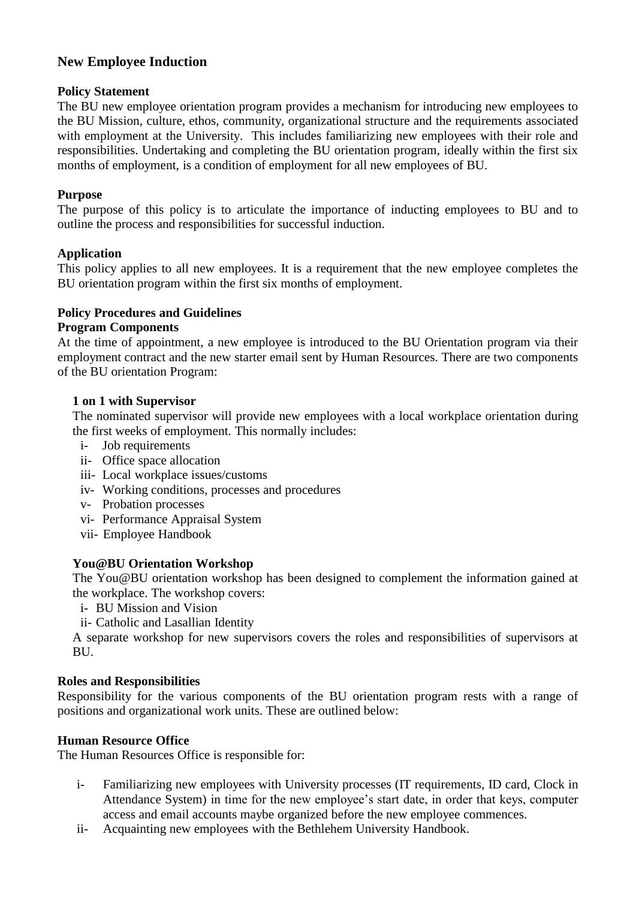# New Employee Induction

## Policy Statement

The BU new employee orientation program provides a mechanism for introducing new employees to the BU Mission, culture, ethos, community, organizational structure and the requirements associated with employment at the University. This includes familiarizing new employees with their role and responsibilities. Undertaking and completing the BU orientation program, ideally within the first six months of employment, is a condition of employment for all new employees of BU.

## Purpose

The purpose of this policy is to articulate the importance of inducting employees to BU and to outline the process and responsibilities for successful induction.

## Application

This policy applies to all new employees. It is a requirement that the new employee completes the BU orientation program within the first six months of employment.

## Policy Procedures and Guidelines

### Program Components

At the time of appointment, a new employee is introduced to the BU Orientation program via their employment contract and the new starter email sent by Human Resources. There are two components of the BU orientation Program:

#### 1 on 1 with Supervisor

The nominated supervisor will provide new employees with a local workplace orientation during the first weeks of employment. This normally includes:

- i- Job requirements
- ii- Office space allocation
- iii- Local workplace issues/customs
- iv- Working conditions, processes and procedures
- v- Probation processes
- vi- Performance Appraisal System
- vii- Employee Handbook

#### You@BU Orientation Workshop

The You@BU orientation workshop has been designed to complement the information gained at the workplace. The workshop covers:

- i- BU Mission and Vision
- ii- Catholic and Lasallian Identity

A separate workshop for new supervisors covers the roles and responsibilities of supervisors at BU.

## Roles and Responsibilities

Responsibility for the various components of the BU orientation program rests with a range of positions and organizational work units. These are outlined below:

### Human Resource Office

The Human Resources Office is responsible for:

- i- Familiarizing new employees with University processes (IT requirements, ID card, Clock in Attendance System) in time for the new employee's start date, in order that keys, computer access and email accounts maybe organized before the new employee commences.
- ii- Acquainting new employees with the Bethlehem University Handbook.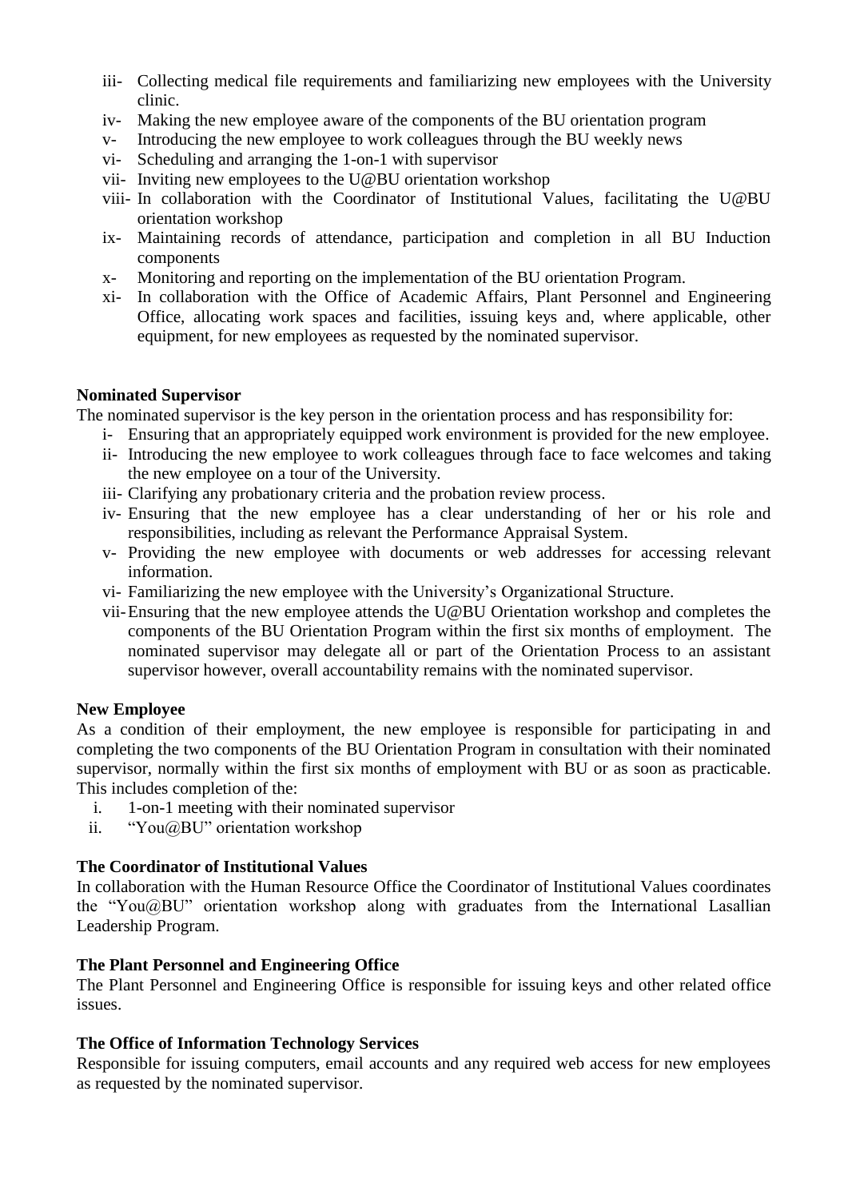iii- Collecting medical file requirements and familiarizing new employees with the University clinic.
iv- Making the new employee aware of the components of the BU orientation program
v- Introducing the new employee to work colleagues through the BU weekly news
vi- Scheduling and arranging the 1-on-1 with supervisor
vii- Inviting new employees to the U@BU orientation workshop
viii- In collaboration with the Coordinator of Institutional Values, facilitating the U@BU orientation workshop
ix- Maintaining records of attendance, participation and completion in all BU Induction components
x- Monitoring and reporting on the implementation of the BU orientation Program.
xi- In collaboration with the Office of Academic Affairs, Plant Personnel and Engineering Office, allocating work spaces and facilities, issuing keys and, where applicable, other equipment, for new employees as requested by the nominated supervisor.

**Nominated Supervisor**

The nominated supervisor is the key person in the orientation process and has responsibility for:

i- Ensuring that an appropriately equipped work environment is provided for the new employee.
ii- Introducing the new employee to work colleagues through face to face welcomes and taking the new employee on a tour of the University.
iii- Clarifying any probationary criteria and the probation review process.
iv- Ensuring that the new employee has a clear understanding of her or his role and responsibilities, including as relevant the Performance Appraisal System.
v- Providing the new employee with documents or web addresses for accessing relevant information.
vi- Familiarizing the new employee with the University's Organizational Structure.
vii- Ensuring that the new employee attends the U@BU Orientation workshop and completes the components of the BU Orientation Program within the first six months of employment. The nominated supervisor may delegate all or part of the Orientation Process to an assistant supervisor however, overall accountability remains with the nominated supervisor.

**New Employee**

As a condition of their employment, the new employee is responsible for participating in and completing the two components of the BU Orientation Program in consultation with their nominated supervisor, normally within the first six months of employment with BU or as soon as practicable. This includes completion of the:

i. 1-on-1 meeting with their nominated supervisor
ii. "You@BU" orientation workshop

**The Coordinator of Institutional Values**

In collaboration with the Human Resource Office the Coordinator of Institutional Values coordinates the "You@BU" orientation workshop along with graduates from the International Lasallian Leadership Program.

**The Plant Personnel and Engineering Office**

The Plant Personnel and Engineering Office is responsible for issuing keys and other related office issues.

**The Office of Information Technology Services**

Responsible for issuing computers, email accounts and any required web access for new employees as requested by the nominated supervisor.